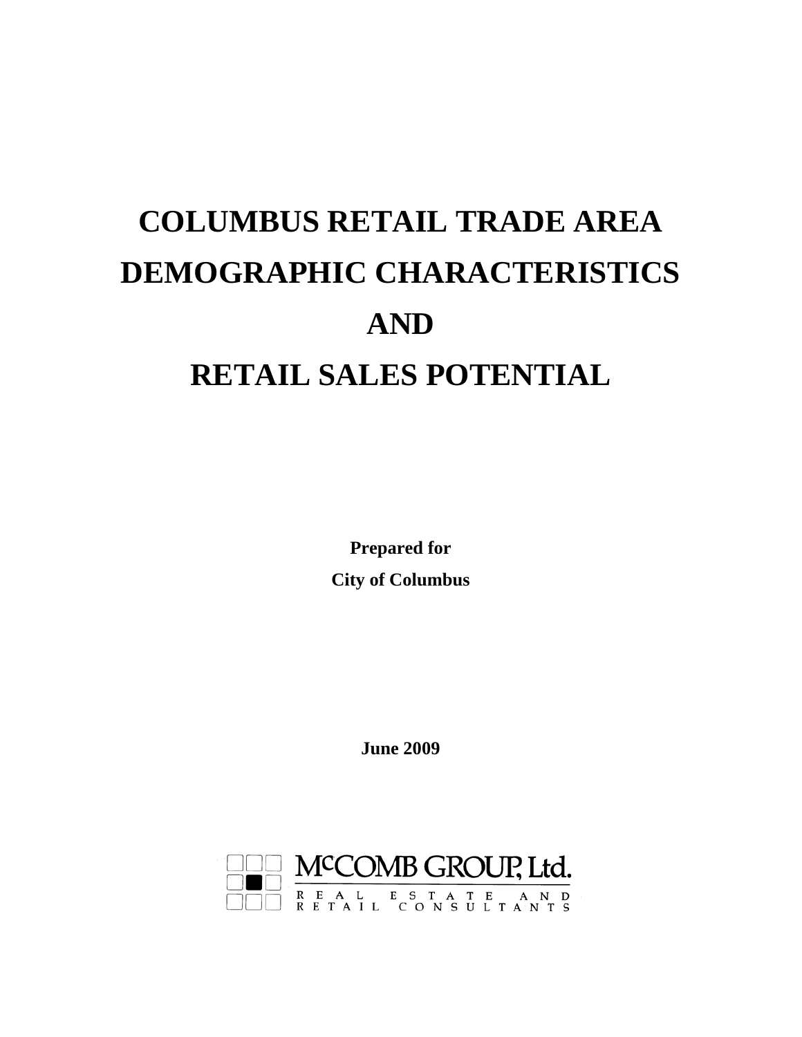# COLUMBUS RETAIL TRADE AREA DEMOGRAPHIC CHARACTERISTICS AND RETAIL SALES POTENTIAL

**Prepared for**

**City of Columbus**

**June 2009**

McCOMB GROUP, Ltd.

REAL ESTATE AND RETAIL CONSULTANTS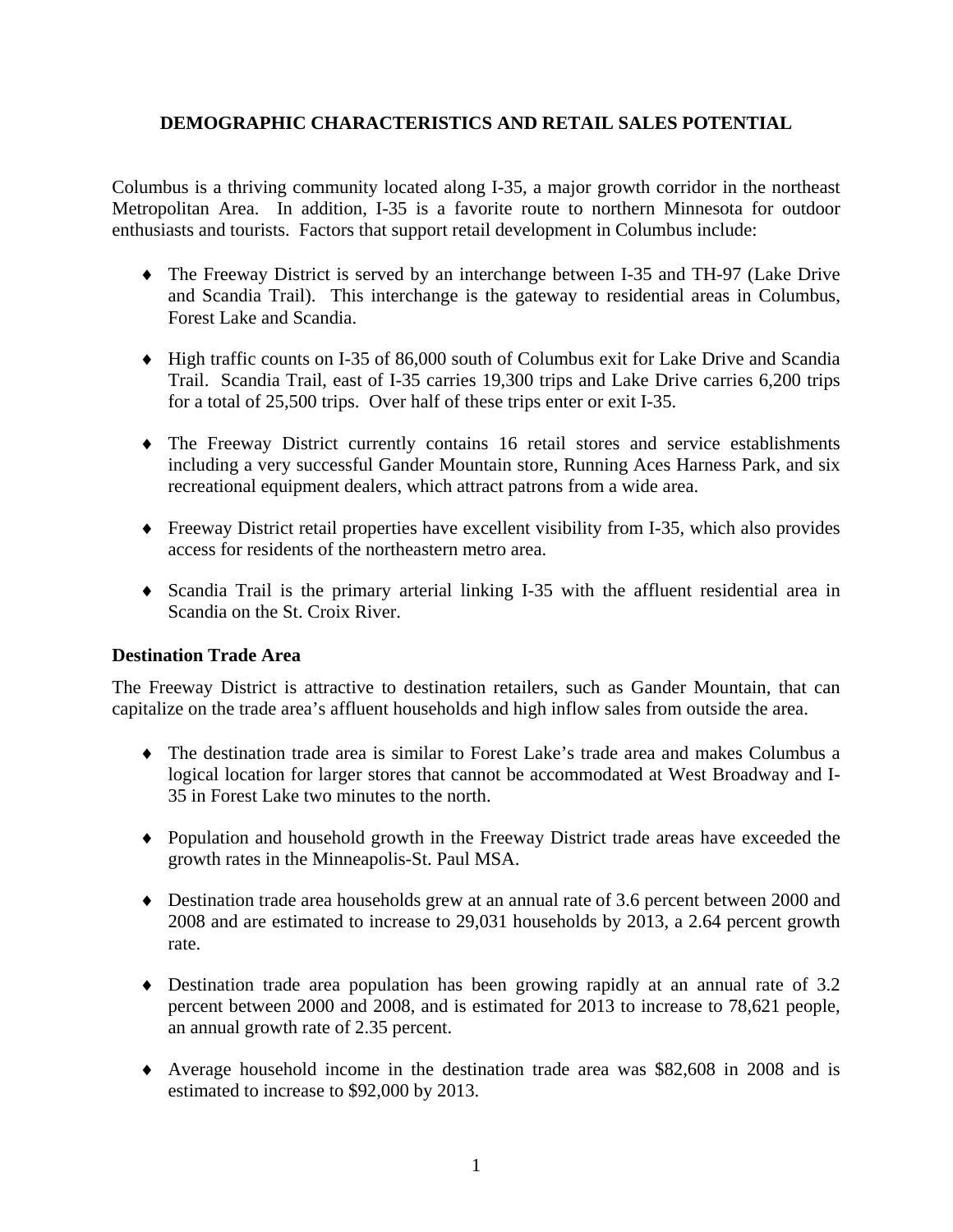# DEMOGRAPHIC CHARACTERISTICS AND RETAIL SALES POTENTIAL

Columbus is a thriving community located along I-35, a major growth corridor in the northeast Metropolitan Area. In addition, I-35 is a favorite route to northern Minnesota for outdoor enthusiasts and tourists. Factors that support retail development in Columbus include:

- The Freeway District is served by an interchange between I-35 and TH-97 (Lake Drive and Scandia Trail). This interchange is the gateway to residential areas in Columbus, Forest Lake and Scandia.
- High traffic counts on I-35 of 86,000 south of Columbus exit for Lake Drive and Scandia Trail. Scandia Trail, east of I-35 carries 19,300 trips and Lake Drive carries 6,200 trips for a total of 25,500 trips. Over half of these trips enter or exit I-35.
- The Freeway District currently contains 16 retail stores and service establishments including a very successful Gander Mountain store, Running Aces Harness Park, and six recreational equipment dealers, which attract patrons from a wide area.
- Freeway District retail properties have excellent visibility from I-35, which also provides access for residents of the northeastern metro area.
- Scandia Trail is the primary arterial linking I-35 with the affluent residential area in Scandia on the St. Croix River.

## Destination Trade Area

The Freeway District is attractive to destination retailers, such as Gander Mountain, that can capitalize on the trade area's affluent households and high inflow sales from outside the area.

- The destination trade area is similar to Forest Lake's trade area and makes Columbus a logical location for larger stores that cannot be accommodated at West Broadway and I-35 in Forest Lake two minutes to the north.
- Population and household growth in the Freeway District trade areas have exceeded the growth rates in the Minneapolis-St. Paul MSA.
- Destination trade area households grew at an annual rate of 3.6 percent between 2000 and 2008 and are estimated to increase to 29,031 households by 2013, a 2.64 percent growth rate.
- Destination trade area population has been growing rapidly at an annual rate of 3.2 percent between 2000 and 2008, and is estimated for 2013 to increase to 78,621 people, an annual growth rate of 2.35 percent.
- Average household income in the destination trade area was $82,608 in 2008 and is estimated to increase to $92,000 by 2013.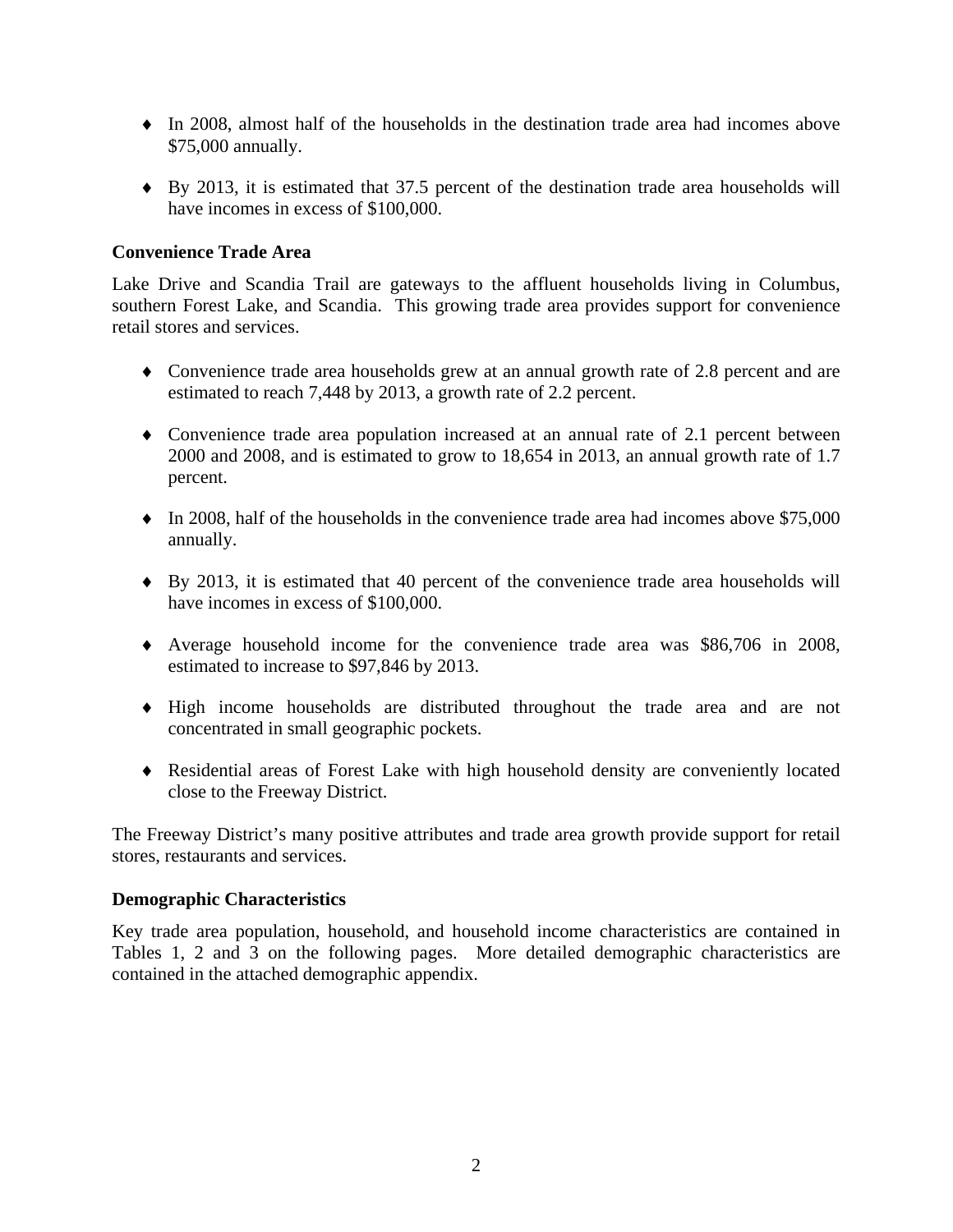- In 2008, almost half of the households in the destination trade area had incomes above $75,000 annually.

- By 2013, it is estimated that 37.5 percent of the destination trade area households will have incomes in excess of $100,000.

**Convenience Trade Area**

Lake Drive and Scandia Trail are gateways to the affluent households living in Columbus, southern Forest Lake, and Scandia. This growing trade area provides support for convenience retail stores and services.

- Convenience trade area households grew at an annual growth rate of 2.8 percent and are estimated to reach 7,448 by 2013, a growth rate of 2.2 percent.

- Convenience trade area population increased at an annual rate of 2.1 percent between 2000 and 2008, and is estimated to grow to 18,654 in 2013, an annual growth rate of 1.7 percent.

- In 2008, half of the households in the convenience trade area had incomes above $75,000 annually.

- By 2013, it is estimated that 40 percent of the convenience trade area households will have incomes in excess of $100,000.

- Average household income for the convenience trade area was $86,706 in 2008, estimated to increase to $97,846 by 2013.

- High income households are distributed throughout the trade area and are not concentrated in small geographic pockets.

- Residential areas of Forest Lake with high household density are conveniently located close to the Freeway District.

The Freeway District's many positive attributes and trade area growth provide support for retail stores, restaurants and services.

**Demographic Characteristics**

Key trade area population, household, and household income characteristics are contained in Tables 1, 2 and 3 on the following pages. More detailed demographic characteristics are contained in the attached demographic appendix.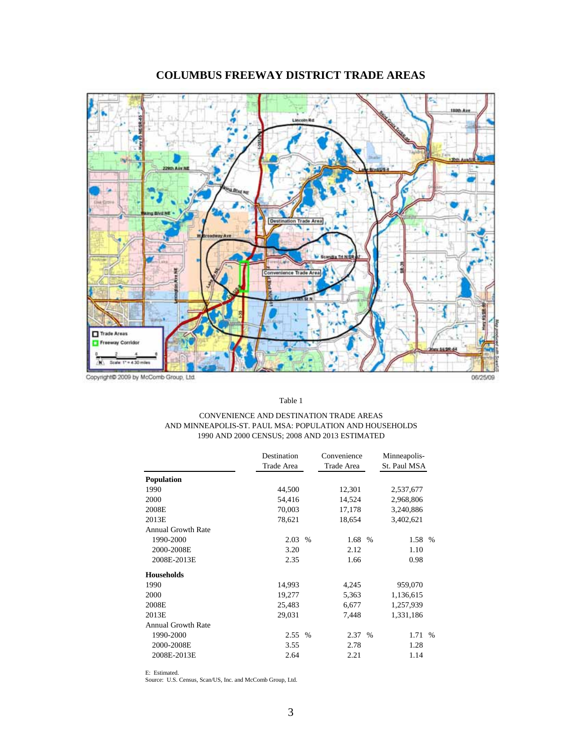# COLUMBUS FREEWAY DISTRICT TRADE AREAS

Copyright© 2009 by McComb Group, Ltd.

06/25/09

Table 1

CONVENIENCE AND DESTINATION TRADE AREAS
AND MINNEAPOLIS-ST. PAUL MSA: POPULATION AND HOUSEHOLDS
1990 AND 2000 CENSUS; 2008 AND 2013 ESTIMATED

| | Destination Trade Area | Convenience Trade Area | Minneapolis-St. Paul MSA |
|---|---|---|---|
| **Population** | | | |
| 1990 | 44,500 | 12,301 | 2,537,677 |
| 2000 | 54,416 | 14,524 | 2,968,806 |
| 2008E | 70,003 | 17,178 | 3,240,886 |
| 2013E | 78,621 | 18,654 | 3,402,621 |
| Annual Growth Rate | | | |
| 1990-2000 | 2.03 % | 1.68 % | 1.58 % |
| 2000-2008E | 3.20 | 2.12 | 1.10 |
| 2008E-2013E | 2.35 | 1.66 | 0.98 |
| **Households** | | | |
| 1990 | 14,993 | 4,245 | 959,070 |
| 2000 | 19,277 | 5,363 | 1,136,615 |
| 2008E | 25,483 | 6,677 | 1,257,939 |
| 2013E | 29,031 | 7,448 | 1,331,186 |
| Annual Growth Rate | | | |
| 1990-2000 | 2.55 % | 2.37 % | 1.71 % |
| 2000-2008E | 3.55 | 2.78 | 1.28 |
| 2008E-2013E | 2.64 | 2.21 | 1.14 |

E: Estimated.
Source: U.S. Census, Scan/US, Inc. and McComb Group, Ltd.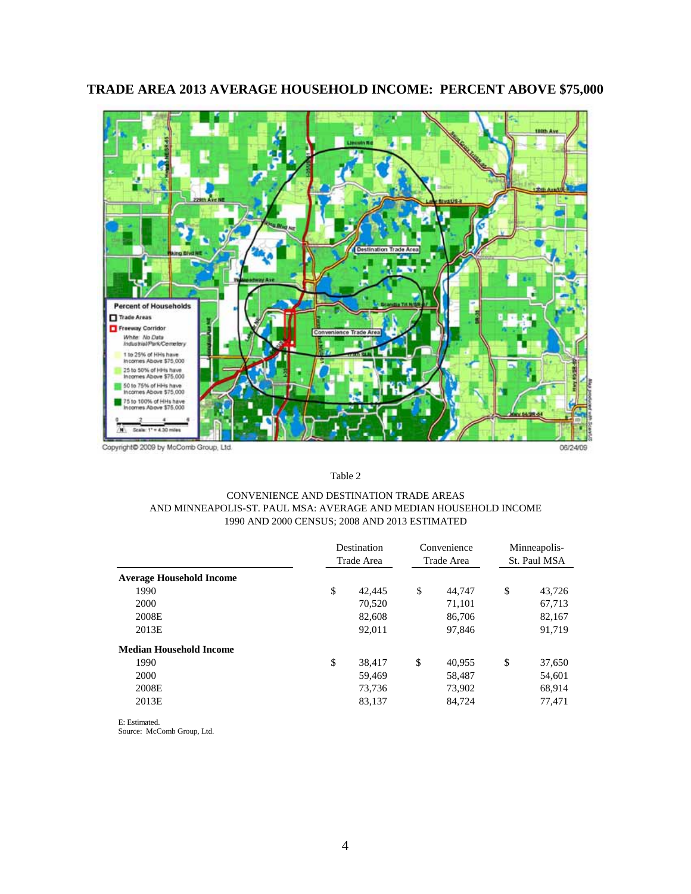## TRADE AREA 2013 AVERAGE HOUSEHOLD INCOME: PERCENT ABOVE $75,000

Table 2

CONVENIENCE AND DESTINATION TRADE AREAS
AND MINNEAPOLIS-ST. PAUL MSA: AVERAGE AND MEDIAN HOUSEHOLD INCOME
1990 AND 2000 CENSUS; 2008 AND 2013 ESTIMATED

| | Destination Trade Area | Convenience Trade Area | Minneapolis-St. Paul MSA |
|---|---|---|---|
| **Average Household Income** | | | |
| 1990 | $ 42,445 | $ 44,747 | $ 43,726 |
| 2000 | 70,520 | 71,101 | 67,713 |
| 2008E | 82,608 | 86,706 | 82,167 |
| 2013E | 92,011 | 97,846 | 91,719 |
| **Median Household Income** | | | |
| 1990 | $ 38,417 | $ 40,955 | $ 37,650 |
| 2000 | 59,469 | 58,487 | 54,601 |
| 2008E | 73,736 | 73,902 | 68,914 |
| 2013E | 83,137 | 84,724 | 77,471 |

E: Estimated.
Source: McComb Group, Ltd.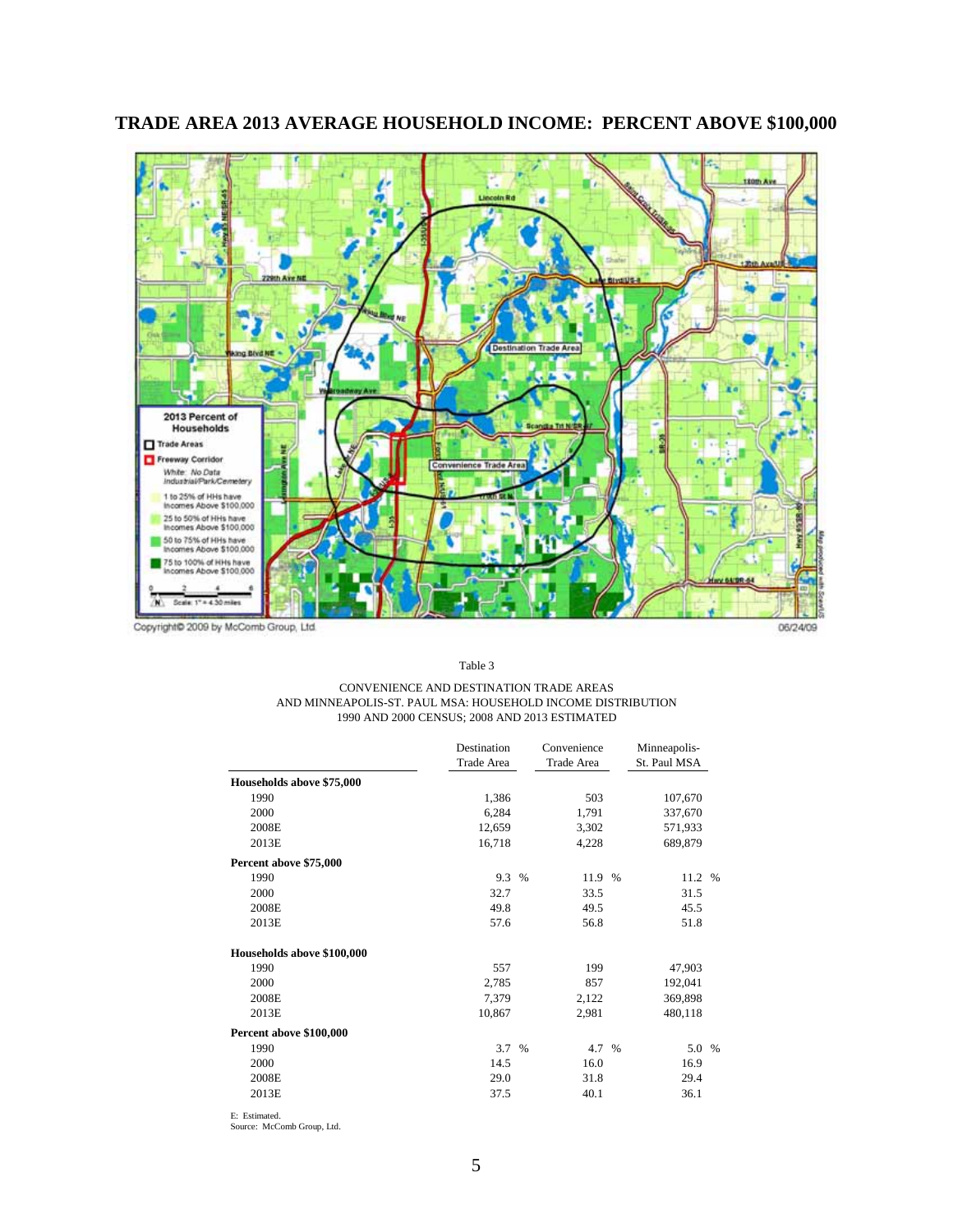## TRADE AREA 2013 AVERAGE HOUSEHOLD INCOME: PERCENT ABOVE $100,000

Copyright© 2009 by McComb Group, Ltd. 06/24/09

Table 3

CONVENIENCE AND DESTINATION TRADE AREAS
AND MINNEAPOLIS-ST. PAUL MSA: HOUSEHOLD INCOME DISTRIBUTION
1990 AND 2000 CENSUS; 2008 AND 2013 ESTIMATED

| | Destination Trade Area | Convenience Trade Area | Minneapolis-St. Paul MSA |
|---|---|---|---|
| **Households above $75,000** | | | |
| 1990 | 1,386 | 503 | 107,670 |
| 2000 | 6,284 | 1,791 | 337,670 |
| 2008E | 12,659 | 3,302 | 571,933 |
| 2013E | 16,718 | 4,228 | 689,879 |
| **Percent above $75,000** | | | |
| 1990 | 9.3 % | 11.9 % | 11.2 % |
| 2000 | 32.7 | 33.5 | 31.5 |
| 2008E | 49.8 | 49.5 | 45.5 |
| 2013E | 57.6 | 56.8 | 51.8 |
| **Households above $100,000** | | | |
| 1990 | 557 | 199 | 47,903 |
| 2000 | 2,785 | 857 | 192,041 |
| 2008E | 7,379 | 2,122 | 369,898 |
| 2013E | 10,867 | 2,981 | 480,118 |
| **Percent above $100,000** | | | |
| 1990 | 3.7 % | 4.7 % | 5.0 % |
| 2000 | 14.5 | 16.0 | 16.9 |
| 2008E | 29.0 | 31.8 | 29.4 |
| 2013E | 37.5 | 40.1 | 36.1 |

E: Estimated.
Source: McComb Group, Ltd.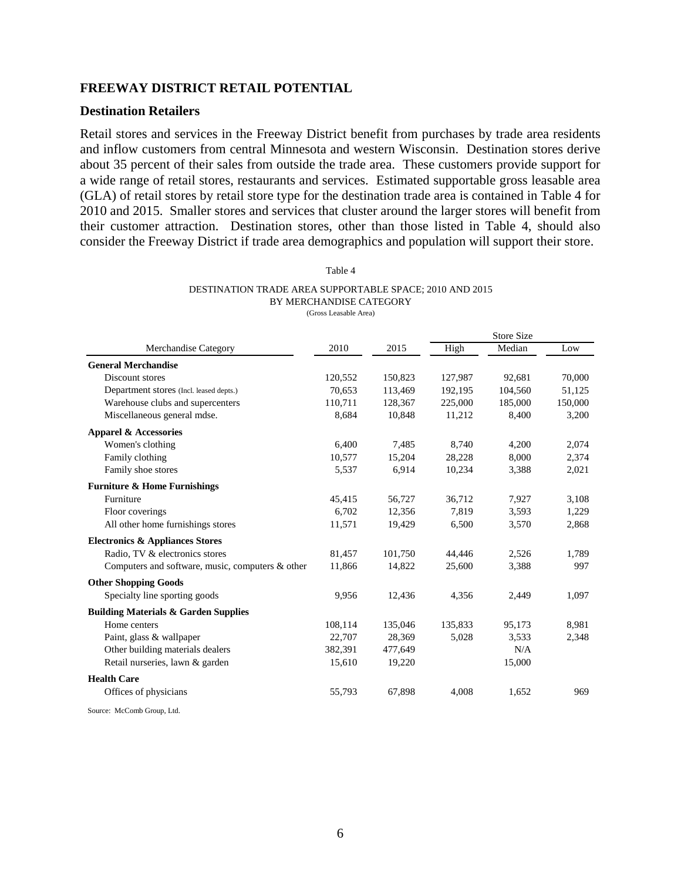## FREEWAY DISTRICT RETAIL POTENTIAL

### Destination Retailers

Retail stores and services in the Freeway District benefit from purchases by trade area residents and inflow customers from central Minnesota and western Wisconsin. Destination stores derive about 35 percent of their sales from outside the trade area. These customers provide support for a wide range of retail stores, restaurants and services. Estimated supportable gross leasable area (GLA) of retail stores by retail store type for the destination trade area is contained in Table 4 for 2010 and 2015. Smaller stores and services that cluster around the larger stores will benefit from their customer attraction. Destination stores, other than those listed in Table 4, should also consider the Freeway District if trade area demographics and population will support their store.

Table 4

DESTINATION TRADE AREA SUPPORTABLE SPACE; 2010 AND 2015
BY MERCHANDISE CATEGORY
(Gross Leasable Area)

| Merchandise Category | 2010 | 2015 | Store Size High | Store Size Median | Store Size Low |
|---|---|---|---|---|---|
| **General Merchandise** | | | | | |
| Discount stores | 120,552 | 150,823 | 127,987 | 92,681 | 70,000 |
| Department stores (Incl. leased depts.) | 70,653 | 113,469 | 192,195 | 104,560 | 51,125 |
| Warehouse clubs and supercenters | 110,711 | 128,367 | 225,000 | 185,000 | 150,000 |
| Miscellaneous general mdse. | 8,684 | 10,848 | 11,212 | 8,400 | 3,200 |
| **Apparel & Accessories** | | | | | |
| Women's clothing | 6,400 | 7,485 | 8,740 | 4,200 | 2,074 |
| Family clothing | 10,577 | 15,204 | 28,228 | 8,000 | 2,374 |
| Family shoe stores | 5,537 | 6,914 | 10,234 | 3,388 | 2,021 |
| **Furniture & Home Furnishings** | | | | | |
| Furniture | 45,415 | 56,727 | 36,712 | 7,927 | 3,108 |
| Floor coverings | 6,702 | 12,356 | 7,819 | 3,593 | 1,229 |
| All other home furnishings stores | 11,571 | 19,429 | 6,500 | 3,570 | 2,868 |
| **Electronics & Appliances Stores** | | | | | |
| Radio, TV & electronics stores | 81,457 | 101,750 | 44,446 | 2,526 | 1,789 |
| Computers and software, music, computers & other | 11,866 | 14,822 | 25,600 | 3,388 | 997 |
| **Other Shopping Goods** | | | | | |
| Specialty line sporting goods | 9,956 | 12,436 | 4,356 | 2,449 | 1,097 |
| **Building Materials & Garden Supplies** | | | | | |
| Home centers | 108,114 | 135,046 | 135,833 | 95,173 | 8,981 |
| Paint, glass & wallpaper | 22,707 | 28,369 | 5,028 | 3,533 | 2,348 |
| Other building materials dealers | 382,391 | 477,649 | | N/A | |
| Retail nurseries, lawn & garden | 15,610 | 19,220 | | 15,000 | |
| **Health Care** | | | | | |
| Offices of physicians | 55,793 | 67,898 | 4,008 | 1,652 | 969 |

Source: McComb Group, Ltd.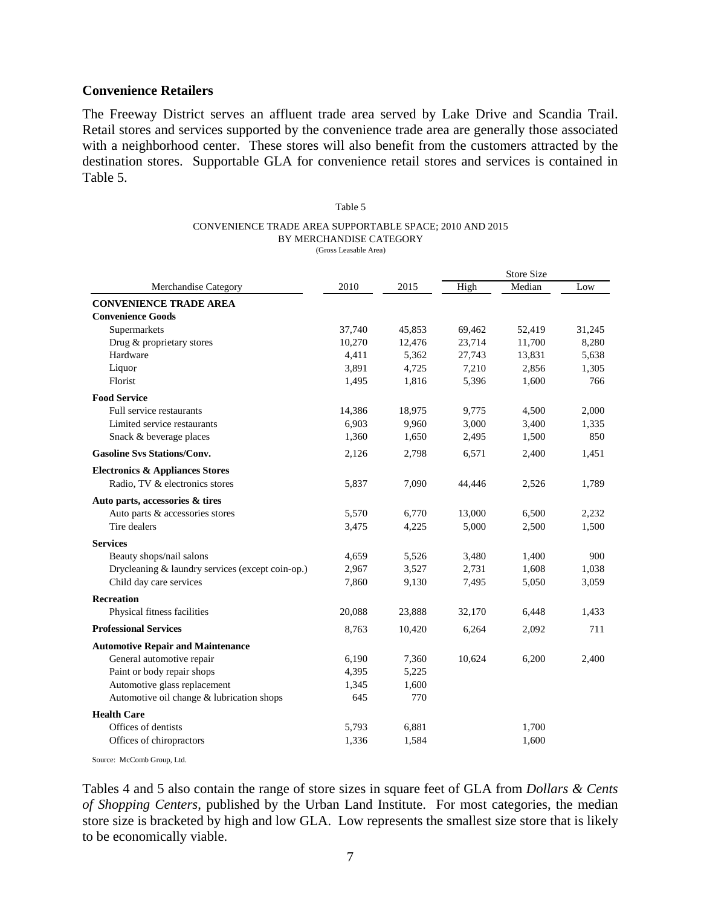## Convenience Retailers

The Freeway District serves an affluent trade area served by Lake Drive and Scandia Trail. Retail stores and services supported by the convenience trade area are generally those associated with a neighborhood center. These stores will also benefit from the customers attracted by the destination stores. Supportable GLA for convenience retail stores and services is contained in Table 5.

Table 5

CONVENIENCE TRADE AREA SUPPORTABLE SPACE; 2010 AND 2015
BY MERCHANDISE CATEGORY
(Gross Leasable Area)

| | | | Store Size | | |
|---|---|---|---|---|---|
| Merchandise Category | 2010 | 2015 | High | Median | Low |
| **CONVENIENCE TRADE AREA** | | | | | |
| **Convenience Goods** | | | | | |
| Supermarkets | 37,740 | 45,853 | 69,462 | 52,419 | 31,245 |
| Drug & proprietary stores | 10,270 | 12,476 | 23,714 | 11,700 | 8,280 |
| Hardware | 4,411 | 5,362 | 27,743 | 13,831 | 5,638 |
| Liquor | 3,891 | 4,725 | 7,210 | 2,856 | 1,305 |
| Florist | 1,495 | 1,816 | 5,396 | 1,600 | 766 |
| **Food Service** | | | | | |
| Full service restaurants | 14,386 | 18,975 | 9,775 | 4,500 | 2,000 |
| Limited service restaurants | 6,903 | 9,960 | 3,000 | 3,400 | 1,335 |
| Snack & beverage places | 1,360 | 1,650 | 2,495 | 1,500 | 850 |
| **Gasoline Svs Stations/Conv.** | 2,126 | 2,798 | 6,571 | 2,400 | 1,451 |
| **Electronics & Appliances Stores** | | | | | |
| Radio, TV & electronics stores | 5,837 | 7,090 | 44,446 | 2,526 | 1,789 |
| **Auto parts, accessories & tires** | | | | | |
| Auto parts & accessories stores | 5,570 | 6,770 | 13,000 | 6,500 | 2,232 |
| Tire dealers | 3,475 | 4,225 | 5,000 | 2,500 | 1,500 |
| **Services** | | | | | |
| Beauty shops/nail salons | 4,659 | 5,526 | 3,480 | 1,400 | 900 |
| Drycleaning & laundry services (except coin-op.) | 2,967 | 3,527 | 2,731 | 1,608 | 1,038 |
| Child day care services | 7,860 | 9,130 | 7,495 | 5,050 | 3,059 |
| **Recreation** | | | | | |
| Physical fitness facilities | 20,088 | 23,888 | 32,170 | 6,448 | 1,433 |
| **Professional Services** | 8,763 | 10,420 | 6,264 | 2,092 | 711 |
| **Automotive Repair and Maintenance** | | | | | |
| General automotive repair | 6,190 | 7,360 | 10,624 | 6,200 | 2,400 |
| Paint or body repair shops | 4,395 | 5,225 | | | |
| Automotive glass replacement | 1,345 | 1,600 | | | |
| Automotive oil change & lubrication shops | 645 | 770 | | | |
| **Health Care** | | | | | |
| Offices of dentists | 5,793 | 6,881 | | 1,700 | |
| Offices of chiropractors | 1,336 | 1,584 | | 1,600 | |

Source: McComb Group, Ltd.

Tables 4 and 5 also contain the range of store sizes in square feet of GLA from *Dollars & Cents of Shopping Centers*, published by the Urban Land Institute. For most categories, the median store size is bracketed by high and low GLA. Low represents the smallest size store that is likely to be economically viable.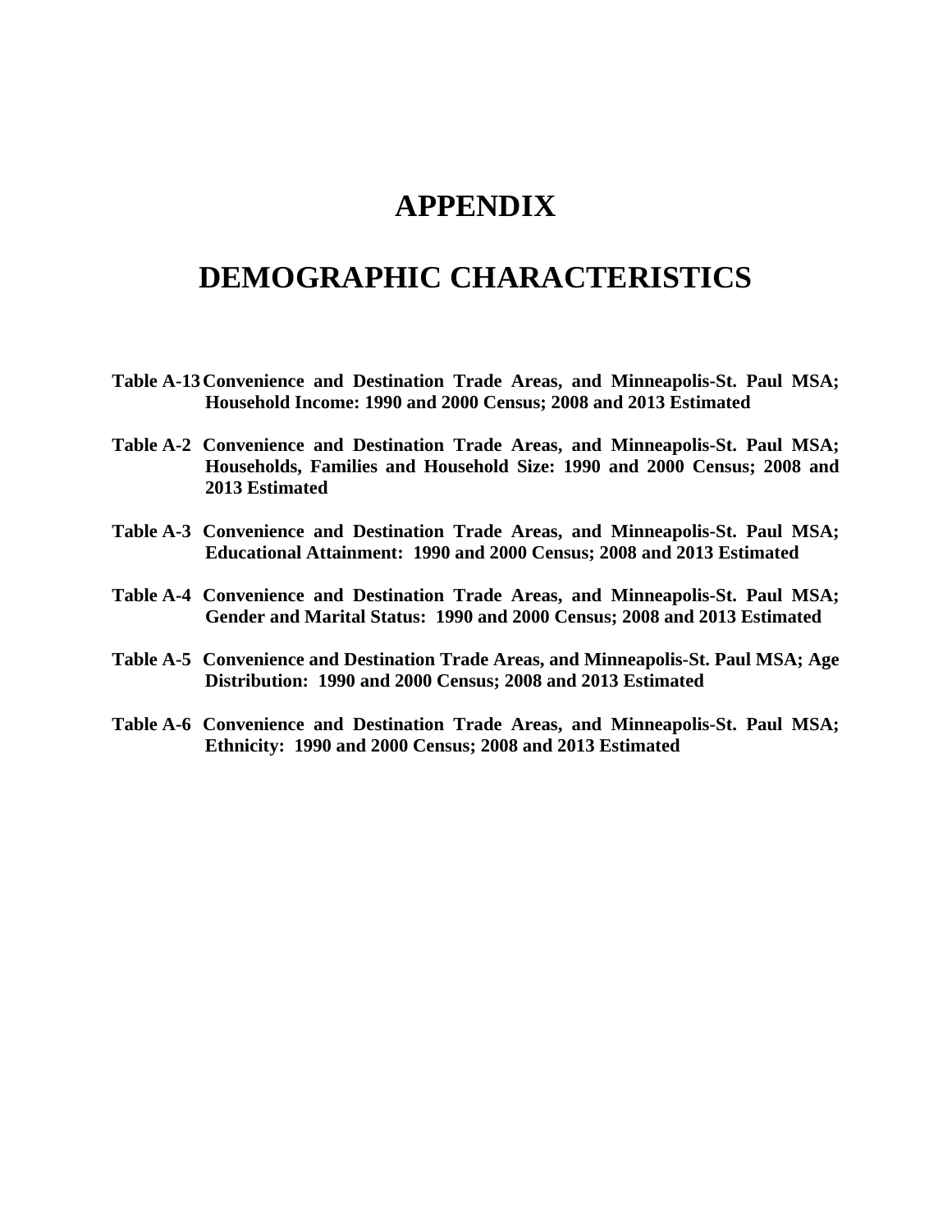# APPENDIX

# DEMOGRAPHIC CHARACTERISTICS

**Table A-13 Convenience and Destination Trade Areas, and Minneapolis-St. Paul MSA; Household Income: 1990 and 2000 Census; 2008 and 2013 Estimated**

**Table A-2 Convenience and Destination Trade Areas, and Minneapolis-St. Paul MSA; Households, Families and Household Size: 1990 and 2000 Census; 2008 and 2013 Estimated**

**Table A-3 Convenience and Destination Trade Areas, and Minneapolis-St. Paul MSA; Educational Attainment: 1990 and 2000 Census; 2008 and 2013 Estimated**

**Table A-4 Convenience and Destination Trade Areas, and Minneapolis-St. Paul MSA; Gender and Marital Status: 1990 and 2000 Census; 2008 and 2013 Estimated**

**Table A-5 Convenience and Destination Trade Areas, and Minneapolis-St. Paul MSA; Age Distribution: 1990 and 2000 Census; 2008 and 2013 Estimated**

**Table A-6 Convenience and Destination Trade Areas, and Minneapolis-St. Paul MSA; Ethnicity: 1990 and 2000 Census; 2008 and 2013 Estimated**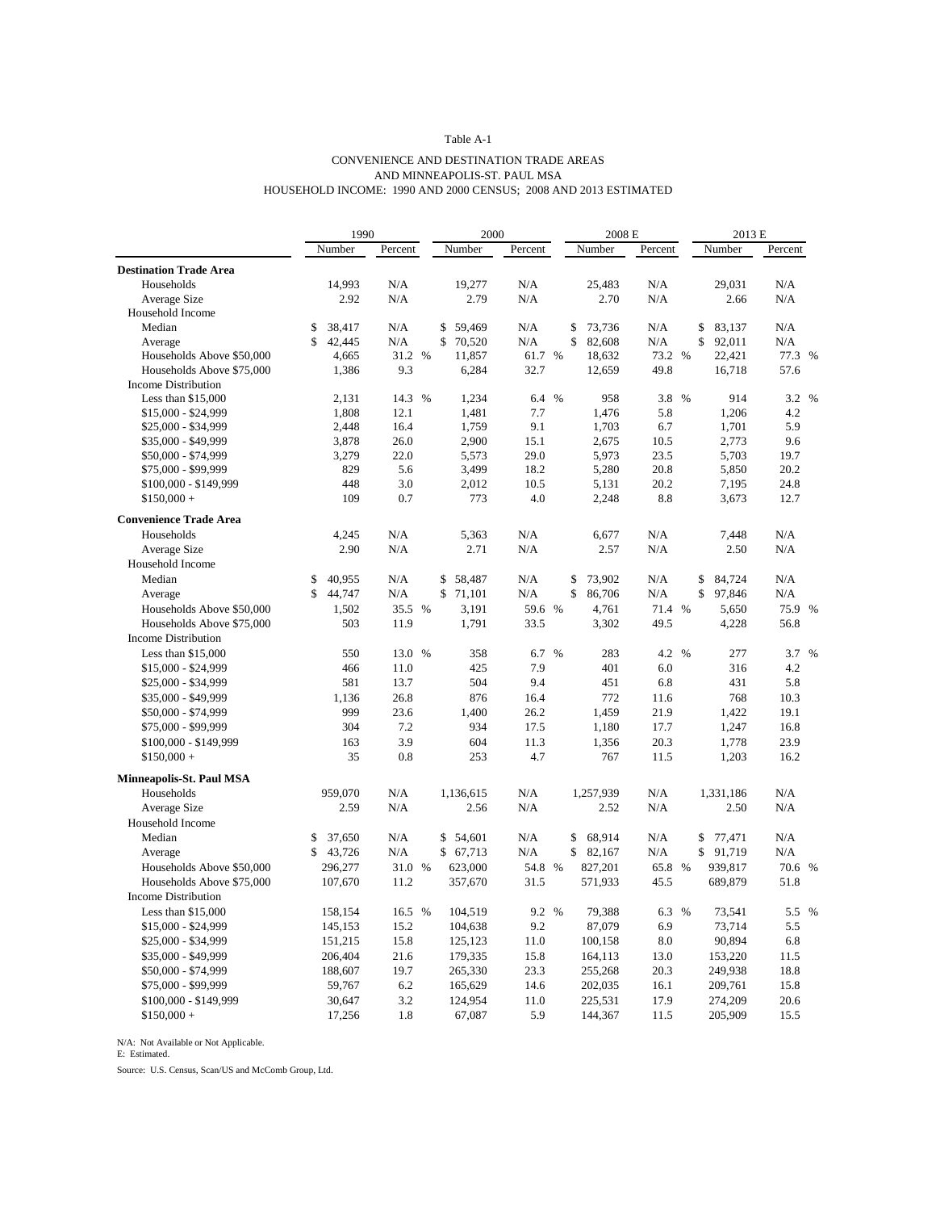Table A-1

CONVENIENCE AND DESTINATION TRADE AREAS
AND MINNEAPOLIS-ST. PAUL MSA
HOUSEHOLD INCOME: 1990 AND 2000 CENSUS; 2008 AND 2013 ESTIMATED

| | 1990 | | 2000 | | 2008 E | | 2013 E | |
|---|---|---|---|---|---|---|---|---|
| | Number | Percent | Number | Percent | Number | Percent | Number | Percent |
| **Destination Trade Area** | | | | | | | | |
| Households | 14,993 | N/A | 19,277 | N/A | 25,483 | N/A | 29,031 | N/A |
| Average Size | 2.92 | N/A | 2.79 | N/A | 2.70 | N/A | 2.66 | N/A |
| Household Income | | | | | | | | |
| Median | $ 38,417 | N/A | $ 59,469 | N/A | $ 73,736 | N/A | $ 83,137 | N/A |
| Average | $ 42,445 | N/A | $ 70,520 | N/A | $ 82,608 | N/A | $ 92,011 | N/A |
| Households Above $50,000 | 4,665 | 31.2 % | 11,857 | 61.7 % | 18,632 | 73.2 % | 22,421 | 77.3 % |
| Households Above $75,000 | 1,386 | 9.3 | 6,284 | 32.7 | 12,659 | 49.8 | 16,718 | 57.6 |
| Income Distribution | | | | | | | | |
| Less than $15,000 | 2,131 | 14.3 % | 1,234 | 6.4 % | 958 | 3.8 % | 914 | 3.2 % |
| $15,000 - $24,999 | 1,808 | 12.1 | 1,481 | 7.7 | 1,476 | 5.8 | 1,206 | 4.2 |
| $25,000 - $34,999 | 2,448 | 16.4 | 1,759 | 9.1 | 1,703 | 6.7 | 1,701 | 5.9 |
| $35,000 - $49,999 | 3,878 | 26.0 | 2,900 | 15.1 | 2,675 | 10.5 | 2,773 | 9.6 |
| $50,000 - $74,999 | 3,279 | 22.0 | 5,573 | 29.0 | 5,973 | 23.5 | 5,703 | 19.7 |
| $75,000 - $99,999 | 829 | 5.6 | 3,499 | 18.2 | 5,280 | 20.8 | 5,850 | 20.2 |
| $100,000 - $149,999 | 448 | 3.0 | 2,012 | 10.5 | 5,131 | 20.2 | 7,195 | 24.8 |
| $150,000 + | 109 | 0.7 | 773 | 4.0 | 2,248 | 8.8 | 3,673 | 12.7 |
| **Convenience Trade Area** | | | | | | | | |
| Households | 4,245 | N/A | 5,363 | N/A | 6,677 | N/A | 7,448 | N/A |
| Average Size | 2.90 | N/A | 2.71 | N/A | 2.57 | N/A | 2.50 | N/A |
| Household Income | | | | | | | | |
| Median | $ 40,955 | N/A | $ 58,487 | N/A | $ 73,902 | N/A | $ 84,724 | N/A |
| Average | $ 44,747 | N/A | $ 71,101 | N/A | $ 86,706 | N/A | $ 97,846 | N/A |
| Households Above $50,000 | 1,502 | 35.5 % | 3,191 | 59.6 % | 4,761 | 71.4 % | 5,650 | 75.9 % |
| Households Above $75,000 | 503 | 11.9 | 1,791 | 33.5 | 3,302 | 49.5 | 4,228 | 56.8 |
| Income Distribution | | | | | | | | |
| Less than $15,000 | 550 | 13.0 % | 358 | 6.7 % | 283 | 4.2 % | 277 | 3.7 % |
| $15,000 - $24,999 | 466 | 11.0 | 425 | 7.9 | 401 | 6.0 | 316 | 4.2 |
| $25,000 - $34,999 | 581 | 13.7 | 504 | 9.4 | 451 | 6.8 | 431 | 5.8 |
| $35,000 - $49,999 | 1,136 | 26.8 | 876 | 16.4 | 772 | 11.6 | 768 | 10.3 |
| $50,000 - $74,999 | 999 | 23.6 | 1,400 | 26.2 | 1,459 | 21.9 | 1,422 | 19.1 |
| $75,000 - $99,999 | 304 | 7.2 | 934 | 17.5 | 1,180 | 17.7 | 1,247 | 16.8 |
| $100,000 - $149,999 | 163 | 3.9 | 604 | 11.3 | 1,356 | 20.3 | 1,778 | 23.9 |
| $150,000 + | 35 | 0.8 | 253 | 4.7 | 767 | 11.5 | 1,203 | 16.2 |
| **Minneapolis-St. Paul MSA** | | | | | | | | |
| Households | 959,070 | N/A | 1,136,615 | N/A | 1,257,939 | N/A | 1,331,186 | N/A |
| Average Size | 2.59 | N/A | 2.56 | N/A | 2.52 | N/A | 2.50 | N/A |
| Household Income | | | | | | | | |
| Median | $ 37,650 | N/A | $ 54,601 | N/A | $ 68,914 | N/A | $ 77,471 | N/A |
| Average | $ 43,726 | N/A | $ 67,713 | N/A | $ 82,167 | N/A | $ 91,719 | N/A |
| Households Above $50,000 | 296,277 | 31.0 % | 623,000 | 54.8 % | 827,201 | 65.8 % | 939,817 | 70.6 % |
| Households Above $75,000 | 107,670 | 11.2 | 357,670 | 31.5 | 571,933 | 45.5 | 689,879 | 51.8 |
| Income Distribution | | | | | | | | |
| Less than $15,000 | 158,154 | 16.5 % | 104,519 | 9.2 % | 79,388 | 6.3 % | 73,541 | 5.5 % |
| $15,000 - $24,999 | 145,153 | 15.2 | 104,638 | 9.2 | 87,079 | 6.9 | 73,714 | 5.5 |
| $25,000 - $34,999 | 151,215 | 15.8 | 125,123 | 11.0 | 100,158 | 8.0 | 90,894 | 6.8 |
| $35,000 - $49,999 | 206,404 | 21.6 | 179,335 | 15.8 | 164,113 | 13.0 | 153,220 | 11.5 |
| $50,000 - $74,999 | 188,607 | 19.7 | 265,330 | 23.3 | 255,268 | 20.3 | 249,938 | 18.8 |
| $75,000 - $99,999 | 59,767 | 6.2 | 165,629 | 14.6 | 202,035 | 16.1 | 209,761 | 15.8 |
| $100,000 - $149,999 | 30,647 | 3.2 | 124,954 | 11.0 | 225,531 | 17.9 | 274,209 | 20.6 |
| $150,000 + | 17,256 | 1.8 | 67,087 | 5.9 | 144,367 | 11.5 | 205,909 | 15.5 |

N/A: Not Available or Not Applicable.
E: Estimated.

Source: U.S. Census, Scan/US and McComb Group, Ltd.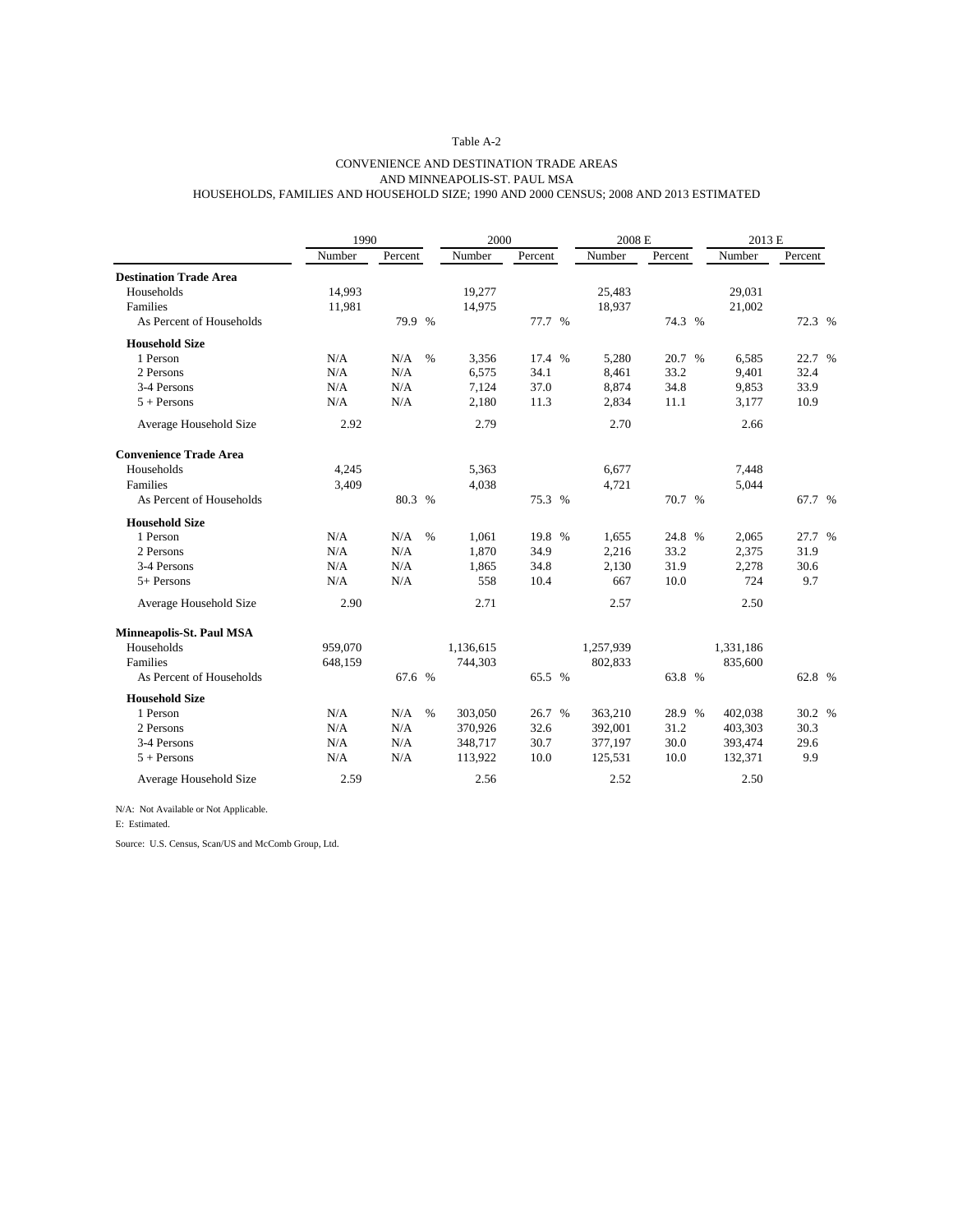Table A-2

CONVENIENCE AND DESTINATION TRADE AREAS
AND MINNEAPOLIS-ST. PAUL MSA
HOUSEHOLDS, FAMILIES AND HOUSEHOLD SIZE; 1990 AND 2000 CENSUS; 2008 AND 2013 ESTIMATED

| | 1990 | | 2000 | | 2008 E | | 2013 E | |
|---|---|---|---|---|---|---|---|---|
| | Number | Percent | Number | Percent | Number | Percent | Number | Percent |
| **Destination Trade Area** | | | | | | | | |
| Households | 14,993 | | 19,277 | | 25,483 | | 29,031 | |
| Families | 11,981 | | 14,975 | | 18,937 | | 21,002 | |
| As Percent of Households | | 79.9 % | | 77.7 % | | 74.3 % | | 72.3 % |
| **Household Size** | | | | | | | | |
| 1 Person | N/A | N/A % | 3,356 | 17.4 % | 5,280 | 20.7 % | 6,585 | 22.7 % |
| 2 Persons | N/A | N/A | 6,575 | 34.1 | 8,461 | 33.2 | 9,401 | 32.4 |
| 3-4 Persons | N/A | N/A | 7,124 | 37.0 | 8,874 | 34.8 | 9,853 | 33.9 |
| 5 + Persons | N/A | N/A | 2,180 | 11.3 | 2,834 | 11.1 | 3,177 | 10.9 |
| Average Household Size | 2.92 | | 2.79 | | 2.70 | | 2.66 | |
| **Convenience Trade Area** | | | | | | | | |
| Households | 4,245 | | 5,363 | | 6,677 | | 7,448 | |
| Families | 3,409 | | 4,038 | | 4,721 | | 5,044 | |
| As Percent of Households | | 80.3 % | | 75.3 % | | 70.7 % | | 67.7 % |
| **Household Size** | | | | | | | | |
| 1 Person | N/A | N/A % | 1,061 | 19.8 % | 1,655 | 24.8 % | 2,065 | 27.7 % |
| 2 Persons | N/A | N/A | 1,870 | 34.9 | 2,216 | 33.2 | 2,375 | 31.9 |
| 3-4 Persons | N/A | N/A | 1,865 | 34.8 | 2,130 | 31.9 | 2,278 | 30.6 |
| 5+ Persons | N/A | N/A | 558 | 10.4 | 667 | 10.0 | 724 | 9.7 |
| Average Household Size | 2.90 | | 2.71 | | 2.57 | | 2.50 | |
| **Minneapolis-St. Paul MSA** | | | | | | | | |
| Households | 959,070 | | 1,136,615 | | 1,257,939 | | 1,331,186 | |
| Families | 648,159 | | 744,303 | | 802,833 | | 835,600 | |
| As Percent of Households | | 67.6 % | | 65.5 % | | 63.8 % | | 62.8 % |
| **Household Size** | | | | | | | | |
| 1 Person | N/A | N/A % | 303,050 | 26.7 % | 363,210 | 28.9 % | 402,038 | 30.2 % |
| 2 Persons | N/A | N/A | 370,926 | 32.6 | 392,001 | 31.2 | 403,303 | 30.3 |
| 3-4 Persons | N/A | N/A | 348,717 | 30.7 | 377,197 | 30.0 | 393,474 | 29.6 |
| 5 + Persons | N/A | N/A | 113,922 | 10.0 | 125,531 | 10.0 | 132,371 | 9.9 |
| Average Household Size | 2.59 | | 2.56 | | 2.52 | | 2.50 | |

N/A: Not Available or Not Applicable.

E: Estimated.

Source: U.S. Census, Scan/US and McComb Group, Ltd.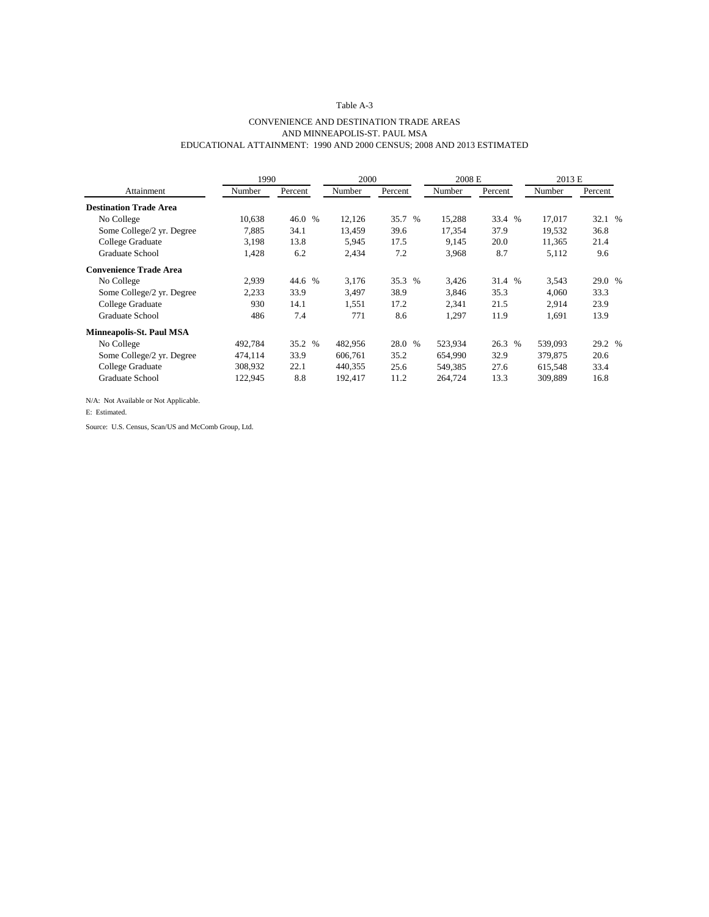Table A-3

CONVENIENCE AND DESTINATION TRADE AREAS
AND MINNEAPOLIS-ST. PAUL MSA
EDUCATIONAL ATTAINMENT: 1990 AND 2000 CENSUS; 2008 AND 2013 ESTIMATED

| | 1990 | | 2000 | | 2008 E | | 2013 E | |
|---|---|---|---|---|---|---|---|---|
| Attainment | Number | Percent | Number | Percent | Number | Percent | Number | Percent |
| **Destination Trade Area** | | | | | | | | |
| No College | 10,638 | 46.0 % | 12,126 | 35.7 % | 15,288 | 33.4 % | 17,017 | 32.1 % |
| Some College/2 yr. Degree | 7,885 | 34.1 | 13,459 | 39.6 | 17,354 | 37.9 | 19,532 | 36.8 |
| College Graduate | 3,198 | 13.8 | 5,945 | 17.5 | 9,145 | 20.0 | 11,365 | 21.4 |
| Graduate School | 1,428 | 6.2 | 2,434 | 7.2 | 3,968 | 8.7 | 5,112 | 9.6 |
| **Convenience Trade Area** | | | | | | | | |
| No College | 2,939 | 44.6 % | 3,176 | 35.3 % | 3,426 | 31.4 % | 3,543 | 29.0 % |
| Some College/2 yr. Degree | 2,233 | 33.9 | 3,497 | 38.9 | 3,846 | 35.3 | 4,060 | 33.3 |
| College Graduate | 930 | 14.1 | 1,551 | 17.2 | 2,341 | 21.5 | 2,914 | 23.9 |
| Graduate School | 486 | 7.4 | 771 | 8.6 | 1,297 | 11.9 | 1,691 | 13.9 |
| **Minneapolis-St. Paul MSA** | | | | | | | | |
| No College | 492,784 | 35.2 % | 482,956 | 28.0 % | 523,934 | 26.3 % | 539,093 | 29.2 % |
| Some College/2 yr. Degree | 474,114 | 33.9 | 606,761 | 35.2 | 654,990 | 32.9 | 379,875 | 20.6 |
| College Graduate | 308,932 | 22.1 | 440,355 | 25.6 | 549,385 | 27.6 | 615,548 | 33.4 |
| Graduate School | 122,945 | 8.8 | 192,417 | 11.2 | 264,724 | 13.3 | 309,889 | 16.8 |

N/A: Not Available or Not Applicable.

E: Estimated.

Source: U.S. Census, Scan/US and McComb Group, Ltd.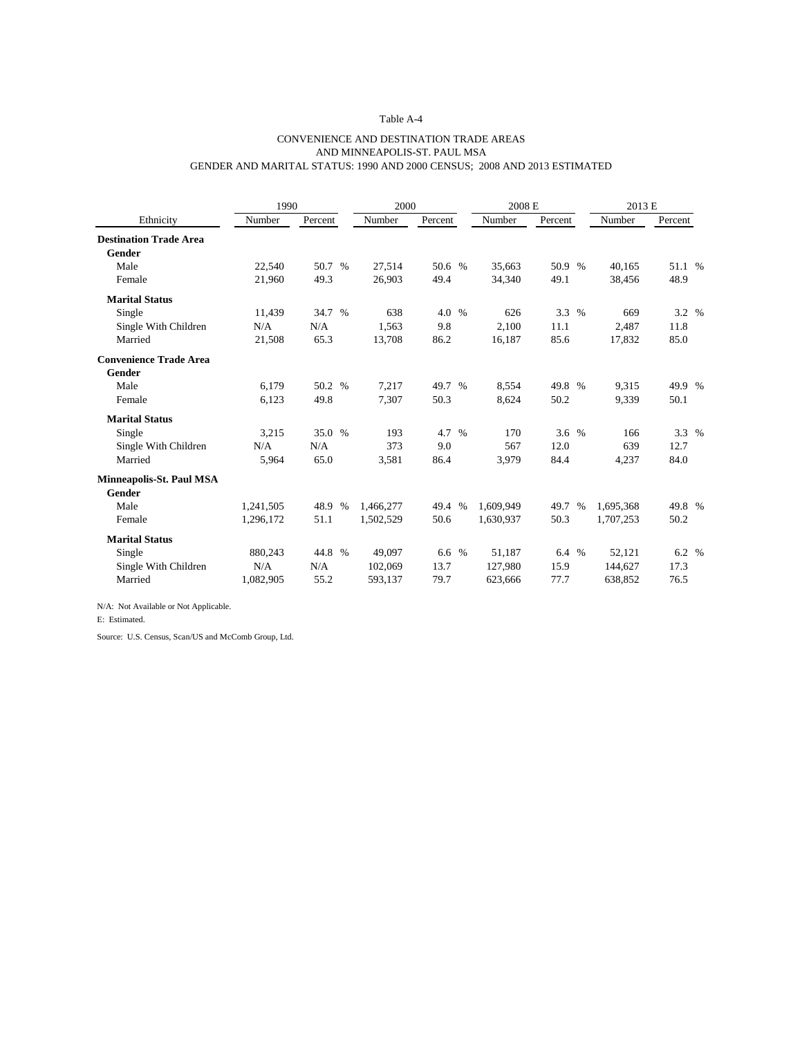Table A-4

CONVENIENCE AND DESTINATION TRADE AREAS
AND MINNEAPOLIS-ST. PAUL MSA
GENDER AND MARITAL STATUS: 1990 AND 2000 CENSUS; 2008 AND 2013 ESTIMATED

| | 1990 | | 2000 | | 2008 E | | 2013 E | |
|---|---|---|---|---|---|---|---|---|
| Ethnicity | Number | Percent | Number | Percent | Number | Percent | Number | Percent |
| **Destination Trade Area** | | | | | | | | |
| **Gender** | | | | | | | | |
| Male | 22,540 | 50.7 % | 27,514 | 50.6 % | 35,663 | 50.9 % | 40,165 | 51.1 % |
| Female | 21,960 | 49.3 | 26,903 | 49.4 | 34,340 | 49.1 | 38,456 | 48.9 |
| **Marital Status** | | | | | | | | |
| Single | 11,439 | 34.7 % | 638 | 4.0 % | 626 | 3.3 % | 669 | 3.2 % |
| Single With Children | N/A | N/A | 1,563 | 9.8 | 2,100 | 11.1 | 2,487 | 11.8 |
| Married | 21,508 | 65.3 | 13,708 | 86.2 | 16,187 | 85.6 | 17,832 | 85.0 |
| **Convenience Trade Area** | | | | | | | | |
| **Gender** | | | | | | | | |
| Male | 6,179 | 50.2 % | 7,217 | 49.7 % | 8,554 | 49.8 % | 9,315 | 49.9 % |
| Female | 6,123 | 49.8 | 7,307 | 50.3 | 8,624 | 50.2 | 9,339 | 50.1 |
| **Marital Status** | | | | | | | | |
| Single | 3,215 | 35.0 % | 193 | 4.7 % | 170 | 3.6 % | 166 | 3.3 % |
| Single With Children | N/A | N/A | 373 | 9.0 | 567 | 12.0 | 639 | 12.7 |
| Married | 5,964 | 65.0 | 3,581 | 86.4 | 3,979 | 84.4 | 4,237 | 84.0 |
| **Minneapolis-St. Paul MSA** | | | | | | | | |
| **Gender** | | | | | | | | |
| Male | 1,241,505 | 48.9 % | 1,466,277 | 49.4 % | 1,609,949 | 49.7 % | 1,695,368 | 49.8 % |
| Female | 1,296,172 | 51.1 | 1,502,529 | 50.6 | 1,630,937 | 50.3 | 1,707,253 | 50.2 |
| **Marital Status** | | | | | | | | |
| Single | 880,243 | 44.8 % | 49,097 | 6.6 % | 51,187 | 6.4 % | 52,121 | 6.2 % |
| Single With Children | N/A | N/A | 102,069 | 13.7 | 127,980 | 15.9 | 144,627 | 17.3 |
| Married | 1,082,905 | 55.2 | 593,137 | 79.7 | 623,666 | 77.7 | 638,852 | 76.5 |

N/A: Not Available or Not Applicable.

E: Estimated.

Source: U.S. Census, Scan/US and McComb Group, Ltd.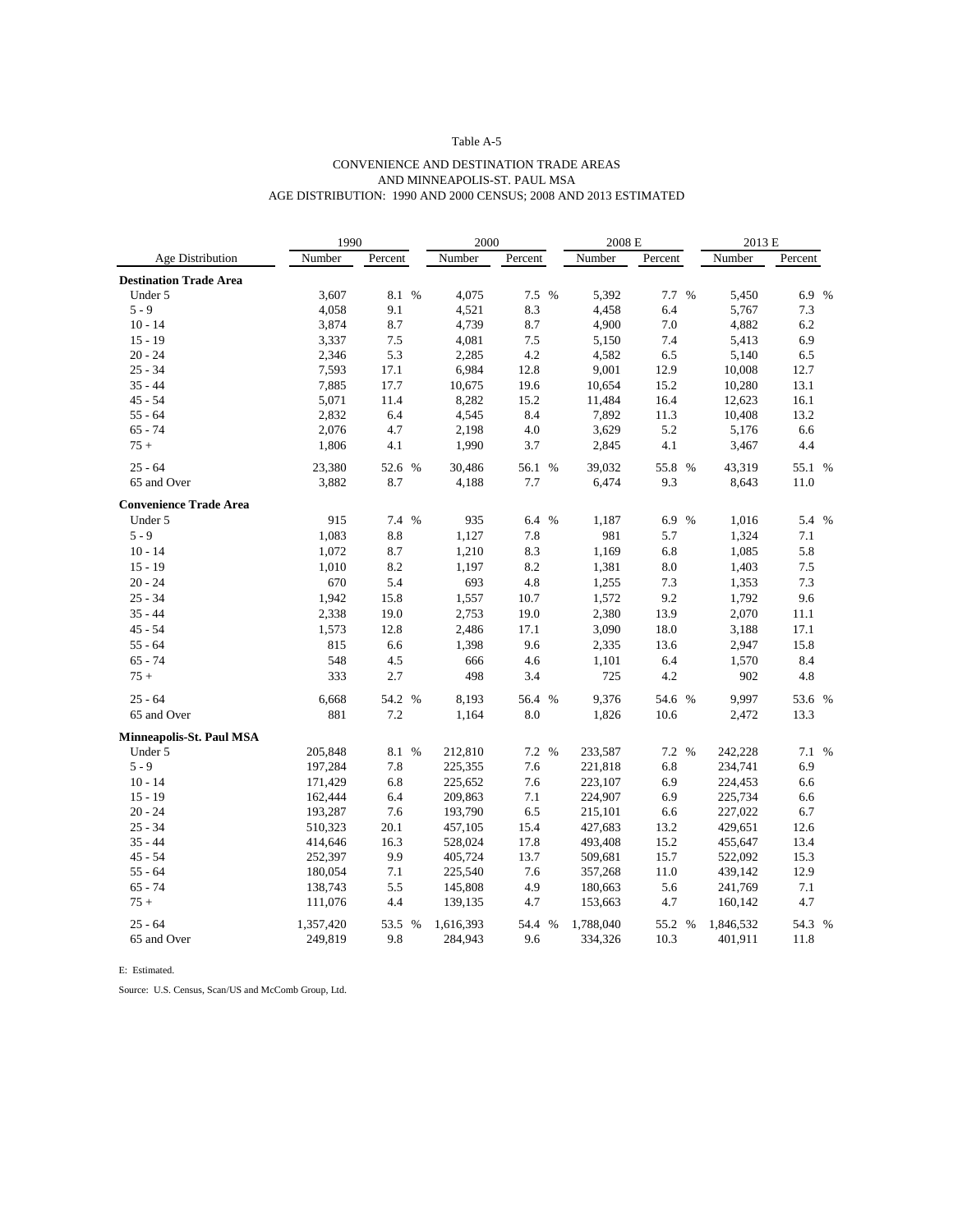Table A-5

CONVENIENCE AND DESTINATION TRADE AREAS
AND MINNEAPOLIS-ST. PAUL MSA
AGE DISTRIBUTION: 1990 AND 2000 CENSUS; 2008 AND 2013 ESTIMATED

| Age Distribution | 1990 Number | 1990 Percent | 2000 Number | 2000 Percent | 2008 E Number | 2008 E Percent | 2013 E Number | 2013 E Percent |
|---|---|---|---|---|---|---|---|---|
| **Destination Trade Area** | | | | | | | | |
| Under 5 | 3,607 | 8.1 % | 4,075 | 7.5 % | 5,392 | 7.7 % | 5,450 | 6.9 % |
| 5 - 9 | 4,058 | 9.1 | 4,521 | 8.3 | 4,458 | 6.4 | 5,767 | 7.3 |
| 10 - 14 | 3,874 | 8.7 | 4,739 | 8.7 | 4,900 | 7.0 | 4,882 | 6.2 |
| 15 - 19 | 3,337 | 7.5 | 4,081 | 7.5 | 5,150 | 7.4 | 5,413 | 6.9 |
| 20 - 24 | 2,346 | 5.3 | 2,285 | 4.2 | 4,582 | 6.5 | 5,140 | 6.5 |
| 25 - 34 | 7,593 | 17.1 | 6,984 | 12.8 | 9,001 | 12.9 | 10,008 | 12.7 |
| 35 - 44 | 7,885 | 17.7 | 10,675 | 19.6 | 10,654 | 15.2 | 10,280 | 13.1 |
| 45 - 54 | 5,071 | 11.4 | 8,282 | 15.2 | 11,484 | 16.4 | 12,623 | 16.1 |
| 55 - 64 | 2,832 | 6.4 | 4,545 | 8.4 | 7,892 | 11.3 | 10,408 | 13.2 |
| 65 - 74 | 2,076 | 4.7 | 2,198 | 4.0 | 3,629 | 5.2 | 5,176 | 6.6 |
| 75 + | 1,806 | 4.1 | 1,990 | 3.7 | 2,845 | 4.1 | 3,467 | 4.4 |
| 25 - 64 | 23,380 | 52.6 % | 30,486 | 56.1 % | 39,032 | 55.8 % | 43,319 | 55.1 % |
| 65 and Over | 3,882 | 8.7 | 4,188 | 7.7 | 6,474 | 9.3 | 8,643 | 11.0 |
| **Convenience Trade Area** | | | | | | | | |
| Under 5 | 915 | 7.4 % | 935 | 6.4 % | 1,187 | 6.9 % | 1,016 | 5.4 % |
| 5 - 9 | 1,083 | 8.8 | 1,127 | 7.8 | 981 | 5.7 | 1,324 | 7.1 |
| 10 - 14 | 1,072 | 8.7 | 1,210 | 8.3 | 1,169 | 6.8 | 1,085 | 5.8 |
| 15 - 19 | 1,010 | 8.2 | 1,197 | 8.2 | 1,381 | 8.0 | 1,403 | 7.5 |
| 20 - 24 | 670 | 5.4 | 693 | 4.8 | 1,255 | 7.3 | 1,353 | 7.3 |
| 25 - 34 | 1,942 | 15.8 | 1,557 | 10.7 | 1,572 | 9.2 | 1,792 | 9.6 |
| 35 - 44 | 2,338 | 19.0 | 2,753 | 19.0 | 2,380 | 13.9 | 2,070 | 11.1 |
| 45 - 54 | 1,573 | 12.8 | 2,486 | 17.1 | 3,090 | 18.0 | 3,188 | 17.1 |
| 55 - 64 | 815 | 6.6 | 1,398 | 9.6 | 2,335 | 13.6 | 2,947 | 15.8 |
| 65 - 74 | 548 | 4.5 | 666 | 4.6 | 1,101 | 6.4 | 1,570 | 8.4 |
| 75 + | 333 | 2.7 | 498 | 3.4 | 725 | 4.2 | 902 | 4.8 |
| 25 - 64 | 6,668 | 54.2 % | 8,193 | 56.4 % | 9,376 | 54.6 % | 9,997 | 53.6 % |
| 65 and Over | 881 | 7.2 | 1,164 | 8.0 | 1,826 | 10.6 | 2,472 | 13.3 |
| **Minneapolis-St. Paul MSA** | | | | | | | | |
| Under 5 | 205,848 | 8.1 % | 212,810 | 7.2 % | 233,587 | 7.2 % | 242,228 | 7.1 % |
| 5 - 9 | 197,284 | 7.8 | 225,355 | 7.6 | 221,818 | 6.8 | 234,741 | 6.9 |
| 10 - 14 | 171,429 | 6.8 | 225,652 | 7.6 | 223,107 | 6.9 | 224,453 | 6.6 |
| 15 - 19 | 162,444 | 6.4 | 209,863 | 7.1 | 224,907 | 6.9 | 225,734 | 6.6 |
| 20 - 24 | 193,287 | 7.6 | 193,790 | 6.5 | 215,101 | 6.6 | 227,022 | 6.7 |
| 25 - 34 | 510,323 | 20.1 | 457,105 | 15.4 | 427,683 | 13.2 | 429,651 | 12.6 |
| 35 - 44 | 414,646 | 16.3 | 528,024 | 17.8 | 493,408 | 15.2 | 455,647 | 13.4 |
| 45 - 54 | 252,397 | 9.9 | 405,724 | 13.7 | 509,681 | 15.7 | 522,092 | 15.3 |
| 55 - 64 | 180,054 | 7.1 | 225,540 | 7.6 | 357,268 | 11.0 | 439,142 | 12.9 |
| 65 - 74 | 138,743 | 5.5 | 145,808 | 4.9 | 180,663 | 5.6 | 241,769 | 7.1 |
| 75 + | 111,076 | 4.4 | 139,135 | 4.7 | 153,663 | 4.7 | 160,142 | 4.7 |
| 25 - 64 | 1,357,420 | 53.5 % | 1,616,393 | 54.4 % | 1,788,040 | 55.2 % | 1,846,532 | 54.3 % |
| 65 and Over | 249,819 | 9.8 | 284,943 | 9.6 | 334,326 | 10.3 | 401,911 | 11.8 |

E: Estimated.

Source: U.S. Census, Scan/US and McComb Group, Ltd.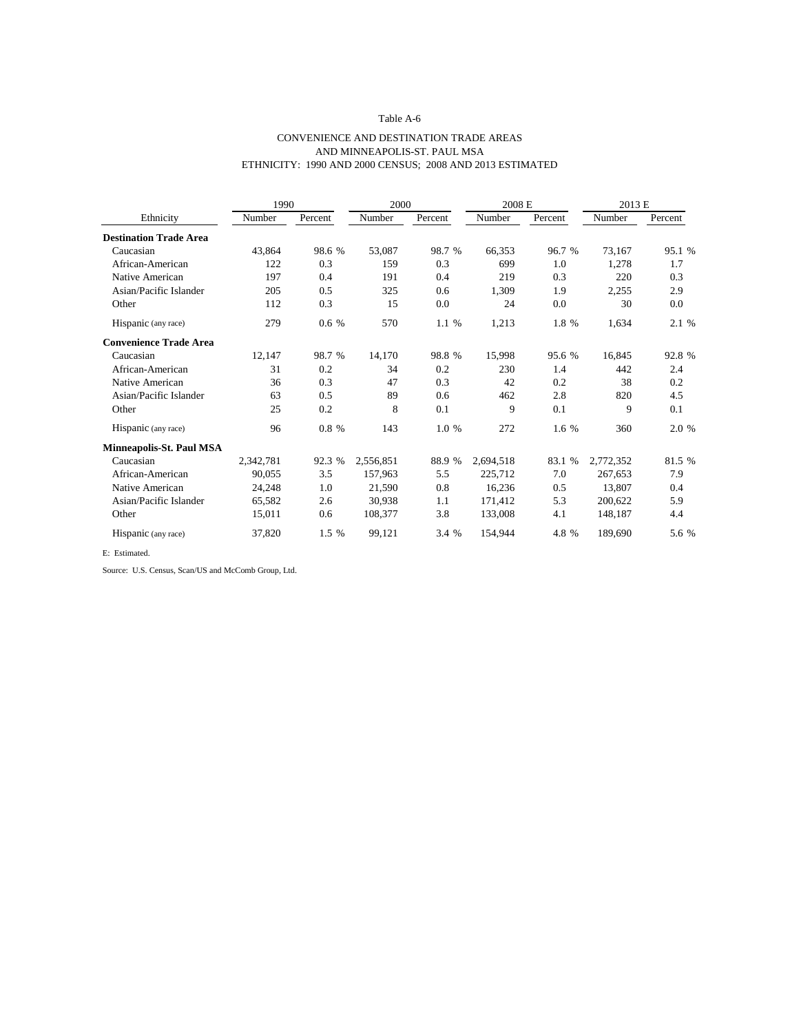Table A-6

CONVENIENCE AND DESTINATION TRADE AREAS
AND MINNEAPOLIS-ST. PAUL MSA
ETHNICITY: 1990 AND 2000 CENSUS; 2008 AND 2013 ESTIMATED

| | 1990 | | 2000 | | 2008 E | | 2013 E | |
|---|---|---|---|---|---|---|---|---|
| Ethnicity | Number | Percent | Number | Percent | Number | Percent | Number | Percent |
| **Destination Trade Area** | | | | | | | | |
| Caucasian | 43,864 | 98.6 % | 53,087 | 98.7 % | 66,353 | 96.7 % | 73,167 | 95.1 % |
| African-American | 122 | 0.3 | 159 | 0.3 | 699 | 1.0 | 1,278 | 1.7 |
| Native American | 197 | 0.4 | 191 | 0.4 | 219 | 0.3 | 220 | 0.3 |
| Asian/Pacific Islander | 205 | 0.5 | 325 | 0.6 | 1,309 | 1.9 | 2,255 | 2.9 |
| Other | 112 | 0.3 | 15 | 0.0 | 24 | 0.0 | 30 | 0.0 |
| Hispanic (any race) | 279 | 0.6 % | 570 | 1.1 % | 1,213 | 1.8 % | 1,634 | 2.1 % |
| **Convenience Trade Area** | | | | | | | | |
| Caucasian | 12,147 | 98.7 % | 14,170 | 98.8 % | 15,998 | 95.6 % | 16,845 | 92.8 % |
| African-American | 31 | 0.2 | 34 | 0.2 | 230 | 1.4 | 442 | 2.4 |
| Native American | 36 | 0.3 | 47 | 0.3 | 42 | 0.2 | 38 | 0.2 |
| Asian/Pacific Islander | 63 | 0.5 | 89 | 0.6 | 462 | 2.8 | 820 | 4.5 |
| Other | 25 | 0.2 | 8 | 0.1 | 9 | 0.1 | 9 | 0.1 |
| Hispanic (any race) | 96 | 0.8 % | 143 | 1.0 % | 272 | 1.6 % | 360 | 2.0 % |
| **Minneapolis-St. Paul MSA** | | | | | | | | |
| Caucasian | 2,342,781 | 92.3 % | 2,556,851 | 88.9 % | 2,694,518 | 83.1 % | 2,772,352 | 81.5 % |
| African-American | 90,055 | 3.5 | 157,963 | 5.5 | 225,712 | 7.0 | 267,653 | 7.9 |
| Native American | 24,248 | 1.0 | 21,590 | 0.8 | 16,236 | 0.5 | 13,807 | 0.4 |
| Asian/Pacific Islander | 65,582 | 2.6 | 30,938 | 1.1 | 171,412 | 5.3 | 200,622 | 5.9 |
| Other | 15,011 | 0.6 | 108,377 | 3.8 | 133,008 | 4.1 | 148,187 | 4.4 |
| Hispanic (any race) | 37,820 | 1.5 % | 99,121 | 3.4 % | 154,944 | 4.8 % | 189,690 | 5.6 % |

E: Estimated.

Source: U.S. Census, Scan/US and McComb Group, Ltd.